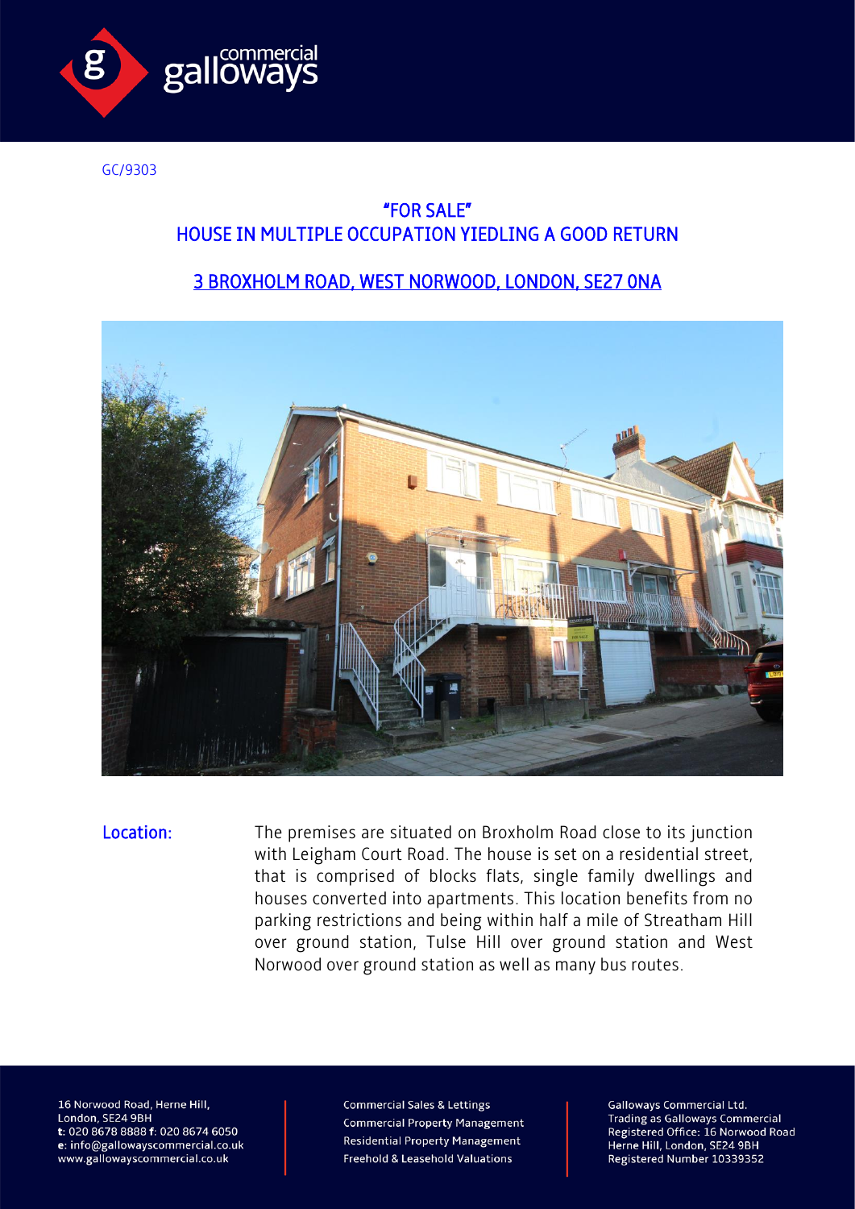GC/9303

# "FOR SALE"
# HOUSE IN MULTIPLE OCCUPATION YIEDLING A GOOD RETURN

## 3 BROXHOLM ROAD, WEST NORWOOD, LONDON, SE27 0NA

**Location:** The premises are situated on Broxholm Road close to its junction with Leigham Court Road. The house is set on a residential street, that is comprised of blocks flats, single family dwellings and houses converted into apartments. This location benefits from no parking restrictions and being within half a mile of Streatham Hill over ground station, Tulse Hill over ground station and West Norwood over ground station as well as many bus routes.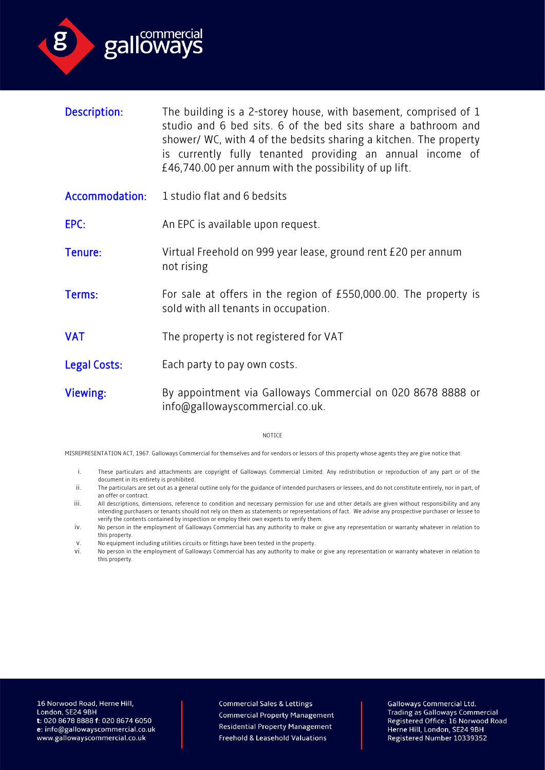**Description:** The building is a 2-storey house, with basement, comprised of 1 studio and 6 bed sits. 6 of the bed sits share a bathroom and shower/ WC, with 4 of the bedsits sharing a kitchen. The property is currently fully tenanted providing an annual income of £46,740.00 per annum with the possibility of up lift.

**Accommodation:** 1 studio flat and 6 bedsits

**EPC:** An EPC is available upon request.

**Tenure:** Virtual Freehold on 999 year lease, ground rent £20 per annum not rising

**Terms:** For sale at offers in the region of £550,000.00. The property is sold with all tenants in occupation.

**VAT** The property is not registered for VAT

**Legal Costs:** Each party to pay own costs.

**Viewing:** By appointment via Galloways Commercial on 020 8678 8888 or info@gallowayscommercial.co.uk.

NOTICE

MISREPRESENTATION ACT, 1967. Galloways Commercial for themselves and for vendors or lessors of this property whose agents they are give notice that:

i. These particulars and attachments are copyright of Galloways Commercial Limited. Any redistribution or reproduction of any part or of the document in its entirety is prohibited.
ii. The particulars are set out as a general outline only for the guidance of intended purchasers or lessees, and do not constitute entirely, nor in part, of an offer or contract.
iii. All descriptions, dimensions, reference to condition and necessary permission for use and other details are given without responsibility and any intending purchasers or tenants should not rely on them as statements or representations of fact. We advise any prospective purchaser or lessee to verify the contents contained by inspection or employ their own experts to verify them.
iv. No person in the employment of Galloways Commercial has any authority to make or give any representation or warranty whatever in relation to this property.
v. No equipment including utilities circuits or fittings have been tested in the property.
vi. No person in the employment of Galloways Commercial has any authority to make or give any representation or warranty whatever in relation to this property.

16 Norwood Road, Herne Hill,
London, SE24 9BH
**t**: 020 8678 8888 **f**: 020 8674 6050
**e**: info@gallowayscommercial.co.uk
www.gallowayscommercial.co.uk

Commercial Sales & Lettings
Commercial Property Management
Residential Property Management
Freehold & Leasehold Valuations

Galloways Commercial Ltd.
Trading as Galloways Commercial
Registered Office: 16 Norwood Road
Herne Hill, London, SE24 9BH
Registered Number 10339352